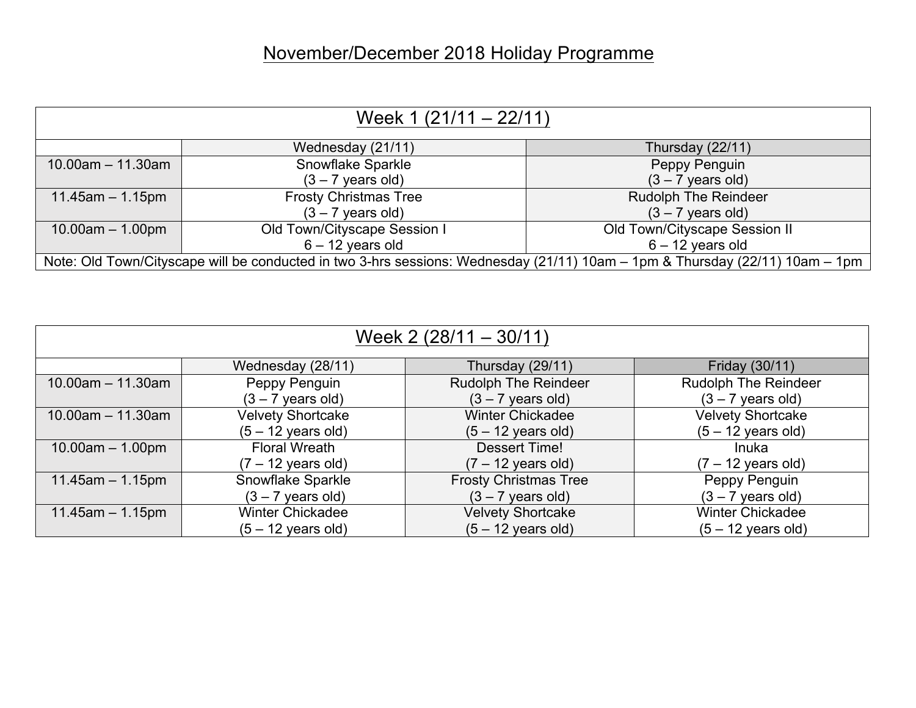# November/December 2018 Holiday Programme

| Week 1 (21/11 – 22/11) | | |
|---|---|---|
| | Wednesday (21/11) | Thursday (22/11) |
| 10.00am – 11.30am | Snowflake Sparkle (3 – 7 years old) | Peppy Penguin (3 – 7 years old) |
| 11.45am – 1.15pm | Frosty Christmas Tree (3 – 7 years old) | Rudolph The Reindeer (3 – 7 years old) |
| 10.00am – 1.00pm | Old Town/Cityscape Session I 6 – 12 years old | Old Town/Cityscape Session II 6 – 12 years old |
| Note: Old Town/Cityscape will be conducted in two 3-hrs sessions: Wednesday (21/11) 10am – 1pm & Thursday (22/11) 10am – 1pm | | |

| Week 2 (28/11 – 30/11) | | | |
|---|---|---|---|
| | Wednesday (28/11) | Thursday (29/11) | Friday (30/11) |
| 10.00am – 11.30am | Peppy Penguin (3 – 7 years old) | Rudolph The Reindeer (3 – 7 years old) | Rudolph The Reindeer (3 – 7 years old) |
| 10.00am – 11.30am | Velvety Shortcake (5 – 12 years old) | Winter Chickadee (5 – 12 years old) | Velvety Shortcake (5 – 12 years old) |
| 10.00am – 1.00pm | Floral Wreath (7 – 12 years old) | Dessert Time! (7 – 12 years old) | Inuka (7 – 12 years old) |
| 11.45am – 1.15pm | Snowflake Sparkle (3 – 7 years old) | Frosty Christmas Tree (3 – 7 years old) | Peppy Penguin (3 – 7 years old) |
| 11.45am – 1.15pm | Winter Chickadee (5 – 12 years old) | Velvety Shortcake (5 – 12 years old) | Winter Chickadee (5 – 12 years old) |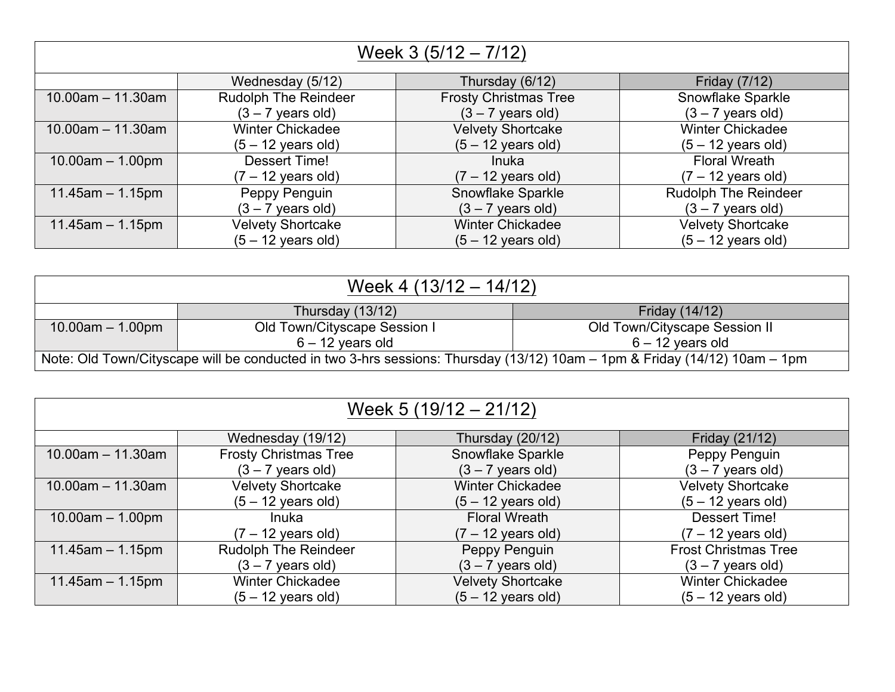| Week 3 (5/12 – 7/12) | | | |
|---|---|---|---|
| | Wednesday (5/12) | Thursday (6/12) | Friday (7/12) |
| 10.00am – 11.30am | Rudolph The Reindeer (3 – 7 years old) | Frosty Christmas Tree (3 – 7 years old) | Snowflake Sparkle (3 – 7 years old) |
| 10.00am – 11.30am | Winter Chickadee (5 – 12 years old) | Velvety Shortcake (5 – 12 years old) | Winter Chickadee (5 – 12 years old) |
| 10.00am – 1.00pm | Dessert Time! (7 – 12 years old) | Inuka (7 – 12 years old) | Floral Wreath (7 – 12 years old) |
| 11.45am – 1.15pm | Peppy Penguin (3 – 7 years old) | Snowflake Sparkle (3 – 7 years old) | Rudolph The Reindeer (3 – 7 years old) |
| 11.45am – 1.15pm | Velvety Shortcake (5 – 12 years old) | Winter Chickadee (5 – 12 years old) | Velvety Shortcake (5 – 12 years old) |

| Week 4 (13/12 – 14/12) | | |
|---|---|---|
| | Thursday (13/12) | Friday (14/12) |
| 10.00am – 1.00pm | Old Town/Cityscape Session I 6 – 12 years old | Old Town/Cityscape Session II 6 – 12 years old |
| Note: Old Town/Cityscape will be conducted in two 3-hrs sessions: Thursday (13/12) 10am – 1pm & Friday (14/12) 10am – 1pm | | |

| Week 5 (19/12 – 21/12) | | | |
|---|---|---|---|
| | Wednesday (19/12) | Thursday (20/12) | Friday (21/12) |
| 10.00am – 11.30am | Frosty Christmas Tree (3 – 7 years old) | Snowflake Sparkle (3 – 7 years old) | Peppy Penguin (3 – 7 years old) |
| 10.00am – 11.30am | Velvety Shortcake (5 – 12 years old) | Winter Chickadee (5 – 12 years old) | Velvety Shortcake (5 – 12 years old) |
| 10.00am – 1.00pm | Inuka (7 – 12 years old) | Floral Wreath (7 – 12 years old) | Dessert Time! (7 – 12 years old) |
| 11.45am – 1.15pm | Rudolph The Reindeer (3 – 7 years old) | Peppy Penguin (3 – 7 years old) | Frost Christmas Tree (3 – 7 years old) |
| 11.45am – 1.15pm | Winter Chickadee (5 – 12 years old) | Velvety Shortcake (5 – 12 years old) | Winter Chickadee (5 – 12 years old) |